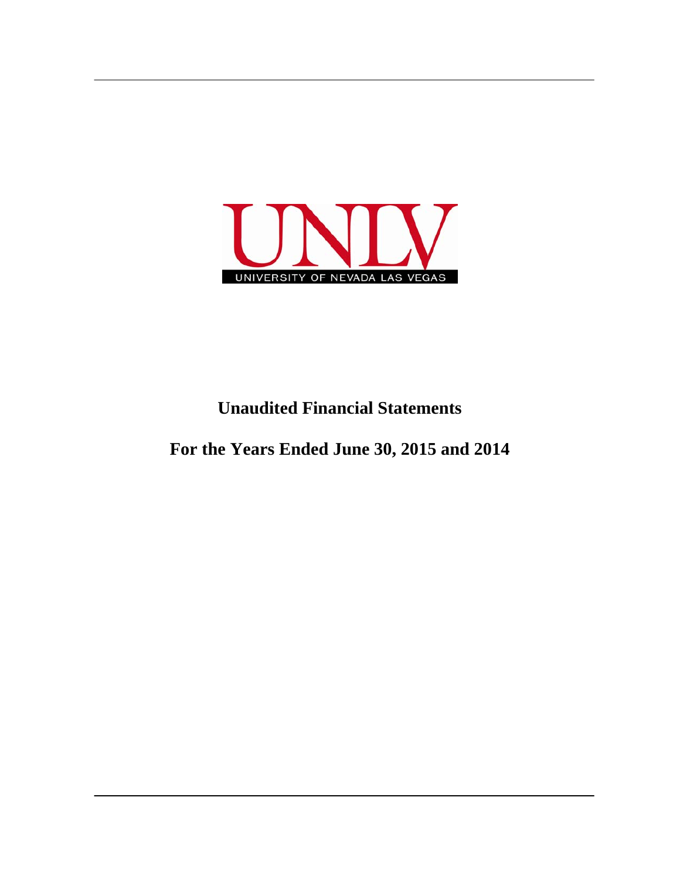UNLV

UNIVERSITY OF NEVADA LAS VEGAS

# Unaudited Financial Statements

# For the Years Ended June 30, 2015 and 2014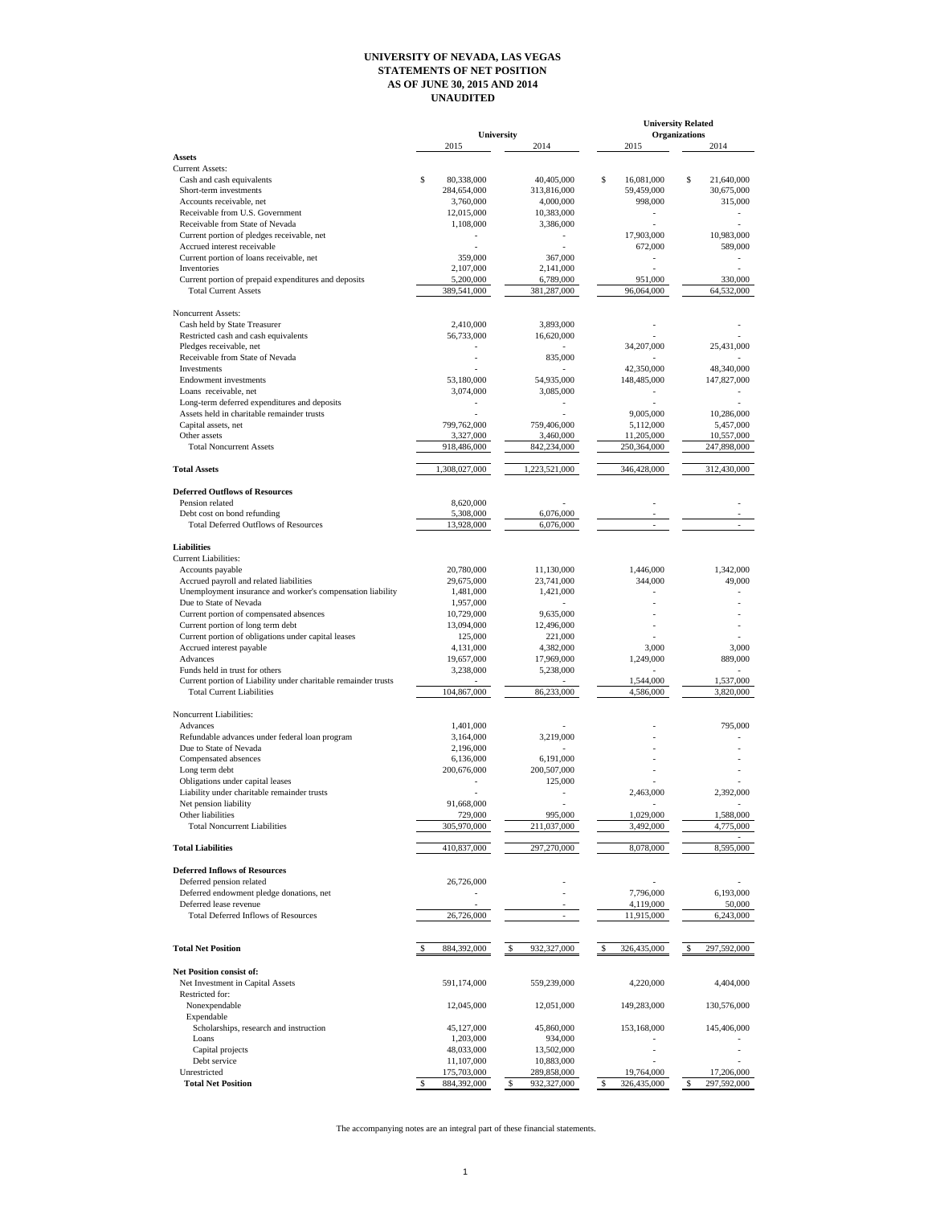# UNIVERSITY OF NEVADA, LAS VEGAS
## STATEMENTS OF NET POSITION
## AS OF JUNE 30, 2015 AND 2014
## UNAUDITED

| | University | | University Related Organizations | |
|---|---|---|---|---|
| | 2015 | 2014 | 2015 | 2014 |
| **Assets** | | | | |
| Current Assets: | | | | |
| Cash and cash equivalents | $ 80,338,000 | 40,405,000 | $ 16,081,000 | $ 21,640,000 |
| Short-term investments | 284,654,000 | 313,816,000 | 59,459,000 | 30,675,000 |
| Accounts receivable, net | 3,760,000 | 4,000,000 | 998,000 | 315,000 |
| Receivable from U.S. Government | 12,015,000 | 10,383,000 | - | - |
| Receivable from State of Nevada | 1,108,000 | 3,386,000 | - | - |
| Current portion of pledges receivable, net | - | - | 17,903,000 | 10,983,000 |
| Accrued interest receivable | - | - | 672,000 | 589,000 |
| Current portion of loans receivable, net | 359,000 | 367,000 | - | - |
| Inventories | 2,107,000 | 2,141,000 | - | - |
| Current portion of prepaid expenditures and deposits | 5,200,000 | 6,789,000 | 951,000 | 330,000 |
| Total Current Assets | 389,541,000 | 381,287,000 | 96,064,000 | 64,532,000 |
| Noncurrent Assets: | | | | |
| Cash held by State Treasurer | 2,410,000 | 3,893,000 | - | - |
| Restricted cash and cash equivalents | 56,733,000 | 16,620,000 | - | - |
| Pledges receivable, net | - | - | 34,207,000 | 25,431,000 |
| Receivable from State of Nevada | - | 835,000 | - | - |
| Investments | - | - | 42,350,000 | 48,340,000 |
| Endowment investments | 53,180,000 | 54,935,000 | 148,485,000 | 147,827,000 |
| Loans receivable, net | 3,074,000 | 3,085,000 | - | - |
| Long-term deferred expenditures and deposits | - | - | - | - |
| Assets held in charitable remainder trusts | - | - | 9,005,000 | 10,286,000 |
| Capital assets, net | 799,762,000 | 759,406,000 | 5,112,000 | 5,457,000 |
| Other assets | 3,327,000 | 3,460,000 | 11,205,000 | 10,557,000 |
| Total Noncurrent Assets | 918,486,000 | 842,234,000 | 250,364,000 | 247,898,000 |
| **Total Assets** | 1,308,027,000 | 1,223,521,000 | 346,428,000 | 312,430,000 |
| **Deferred Outflows of Resources** | | | | |
| Pension related | 8,620,000 | - | - | - |
| Debt cost on bond refunding | 5,308,000 | 6,076,000 | - | - |
| Total Deferred Outflows of Resources | 13,928,000 | 6,076,000 | - | - |
| **Liabilities** | | | | |
| Current Liabilities: | | | | |
| Accounts payable | 20,780,000 | 11,130,000 | 1,446,000 | 1,342,000 |
| Accrued payroll and related liabilities | 29,675,000 | 23,741,000 | 344,000 | 49,000 |
| Unemployment insurance and worker's compensation liability | 1,481,000 | 1,421,000 | - | - |
| Due to State of Nevada | 1,957,000 | - | - | - |
| Current portion of compensated absences | 10,729,000 | 9,635,000 | - | - |
| Current portion of long term debt | 13,094,000 | 12,496,000 | - | - |
| Current portion of obligations under capital leases | 125,000 | 221,000 | - | - |
| Accrued interest payable | 4,131,000 | 4,382,000 | 3,000 | 3,000 |
| Advances | 19,657,000 | 17,969,000 | 1,249,000 | 889,000 |
| Funds held in trust for others | 3,238,000 | 5,238,000 | - | - |
| Current portion of Liability under charitable remainder trusts | - | - | 1,544,000 | 1,537,000 |
| Total Current Liabilities | 104,867,000 | 86,233,000 | 4,586,000 | 3,820,000 |
| Noncurrent Liabilities: | | | | |
| Advances | 1,401,000 | - | - | 795,000 |
| Refundable advances under federal loan program | 3,164,000 | 3,219,000 | - | - |
| Due to State of Nevada | 2,196,000 | - | - | - |
| Compensated absences | 6,136,000 | 6,191,000 | - | - |
| Long term debt | 200,676,000 | 200,507,000 | - | - |
| Obligations under capital leases | - | 125,000 | - | - |
| Liability under charitable remainder trusts | - | - | 2,463,000 | 2,392,000 |
| Net pension liability | 91,668,000 | - | - | - |
| Other liabilities | 729,000 | 995,000 | 1,029,000 | 1,588,000 |
| Total Noncurrent Liabilities | 305,970,000 | 211,037,000 | 3,492,000 | 4,775,000 |
| **Total Liabilities** | 410,837,000 | 297,270,000 | 8,078,000 | 8,595,000 |
| **Deferred Inflows of Resources** | | | | |
| Deferred pension related | 26,726,000 | - | - | - |
| Deferred endowment pledge donations, net | - | - | 7,796,000 | 6,193,000 |
| Deferred lease revenue | - | - | 4,119,000 | 50,000 |
| Total Deferred Inflows of Resources | 26,726,000 | - | 11,915,000 | 6,243,000 |
| **Total Net Position** | $ 884,392,000 | $ 932,327,000 | $ 326,435,000 | $ 297,592,000 |
| **Net Position consist of:** | | | | |
| Net Investment in Capital Assets | 591,174,000 | 559,239,000 | 4,220,000 | 4,404,000 |
| Restricted for: | | | | |
| Nonexpendable | 12,045,000 | 12,051,000 | 149,283,000 | 130,576,000 |
| Expendable | | | | |
| Scholarships, research and instruction | 45,127,000 | 45,860,000 | 153,168,000 | 145,406,000 |
| Loans | 1,203,000 | 934,000 | - | - |
| Capital projects | 48,033,000 | 13,502,000 | - | - |
| Debt service | 11,107,000 | 10,883,000 | - | - |
| Unrestricted | 175,703,000 | 289,858,000 | 19,764,000 | 17,206,000 |
| **Total Net Position** | $ 884,392,000 | $ 932,327,000 | $ 326,435,000 | $ 297,592,000 |

The accompanying notes are an integral part of these financial statements.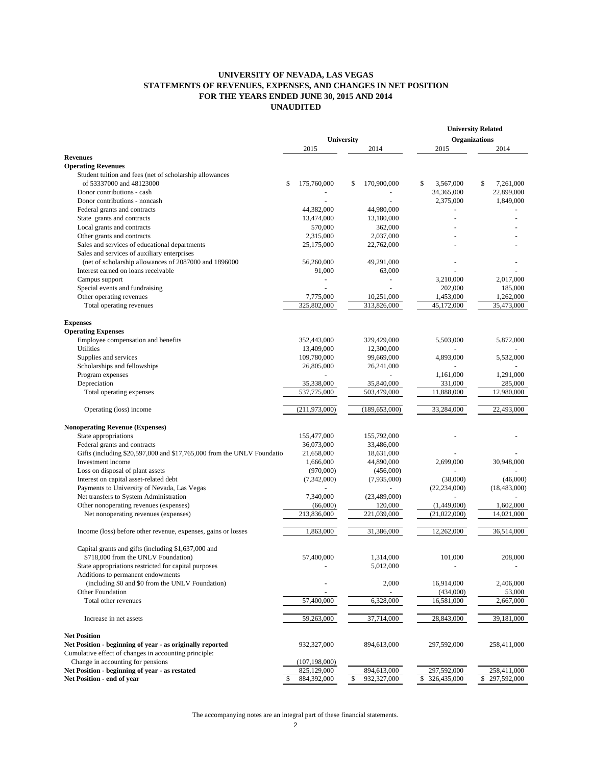# UNIVERSITY OF NEVADA, LAS VEGAS
## STATEMENTS OF REVENUES, EXPENSES, AND CHANGES IN NET POSITION
## FOR THE YEARS ENDED JUNE 30, 2015 AND 2014
## UNAUDITED

| | University | | University Related Organizations | |
|---|---|---|---|---|
| | 2015 | 2014 | 2015 | 2014 |
| **Revenues** | | | | |
| **Operating Revenues** | | | | |
| Student tuition and fees (net of scholarship allowances of 53337000 and 48123000 | $ 175,760,000 | $ 170,900,000 | $ 3,567,000 | $ 7,261,000 |
| Donor contributions - cash | - | - | 34,365,000 | 22,899,000 |
| Donor contributions - noncash | - | - | 2,375,000 | 1,849,000 |
| Federal grants and contracts | 44,382,000 | 44,980,000 | - | - |
| State grants and contracts | 13,474,000 | 13,180,000 | - | - |
| Local grants and contracts | 570,000 | 362,000 | - | - |
| Other grants and contracts | 2,315,000 | 2,037,000 | - | - |
| Sales and services of educational departments | 25,175,000 | 22,762,000 | - | - |
| Sales and services of auxiliary enterprises (net of scholarship allowances of 2087000 and 1896000 | 56,260,000 | 49,291,000 | - | - |
| Interest earned on loans receivable | 91,000 | 63,000 | - | - |
| Campus support | - | - | 3,210,000 | 2,017,000 |
| Special events and fundraising | - | - | 202,000 | 185,000 |
| Other operating revenues | 7,775,000 | 10,251,000 | 1,453,000 | 1,262,000 |
| Total operating revenues | 325,802,000 | 313,826,000 | 45,172,000 | 35,473,000 |
| **Expenses** | | | | |
| **Operating Expenses** | | | | |
| Employee compensation and benefits | 352,443,000 | 329,429,000 | 5,503,000 | 5,872,000 |
| Utilities | 13,409,000 | 12,300,000 | - | - |
| Supplies and services | 109,780,000 | 99,669,000 | 4,893,000 | 5,532,000 |
| Scholarships and fellowships | 26,805,000 | 26,241,000 | - | - |
| Program expenses | - | - | 1,161,000 | 1,291,000 |
| Depreciation | 35,338,000 | 35,840,000 | 331,000 | 285,000 |
| Total operating expenses | 537,775,000 | 503,479,000 | 11,888,000 | 12,980,000 |
| Operating (loss) income | (211,973,000) | (189,653,000) | 33,284,000 | 22,493,000 |
| **Nonoperating Revenue (Expenses)** | | | | |
| State appropriations | 155,477,000 | 155,792,000 | - | - |
| Federal grants and contracts | 36,073,000 | 33,486,000 | | |
| Gifts (including $20,597,000 and $17,765,000 from the UNLV Foundatio | 21,658,000 | 18,631,000 | - | - |
| Investment income | 1,666,000 | 44,890,000 | 2,699,000 | 30,948,000 |
| Loss on disposal of plant assets | (970,000) | (456,000) | - | - |
| Interest on capital asset-related debt | (7,342,000) | (7,935,000) | (38,000) | (46,000) |
| Payments to University of Nevada, Las Vegas | - | - | (22,234,000) | (18,483,000) |
| Net transfers to System Administration | 7,340,000 | (23,489,000) | - | - |
| Other nonoperating revenues (expenses) | (66,000) | 120,000 | (1,449,000) | 1,602,000 |
| Net nonoperating revenues (expenses) | 213,836,000 | 221,039,000 | (21,022,000) | 14,021,000 |
| Income (loss) before other revenue, expenses, gains or losses | 1,863,000 | 31,386,000 | 12,262,000 | 36,514,000 |
| Capital grants and gifts (including $1,637,000 and $718,000 from the UNLV Foundation) | 57,400,000 | 1,314,000 | 101,000 | 208,000 |
| State appropriations restricted for capital purposes | - | 5,012,000 | - | - |
| Additions to permanent endowments (including $0 and $0 from the UNLV Foundation) | - | 2,000 | 16,914,000 | 2,406,000 |
| Other Foundation | - | - | (434,000) | 53,000 |
| Total other revenues | 57,400,000 | 6,328,000 | 16,581,000 | 2,667,000 |
| Increase in net assets | 59,263,000 | 37,714,000 | 28,843,000 | 39,181,000 |
| **Net Position** | | | | |
| **Net Position - beginning of year - as originally reported** | 932,327,000 | 894,613,000 | 297,592,000 | 258,411,000 |
| Cumulative effect of changes in accounting principle: | | | | |
| Change in accounting for pensions | (107,198,000) | | | |
| **Net Position - beginning of year - as restated** | 825,129,000 | 894,613,000 | 297,592,000 | 258,411,000 |
| **Net Position - end of year** | $ 884,392,000 | $ 932,327,000 | $ 326,435,000 | $ 297,592,000 |

The accompanying notes are an integral part of these financial statements.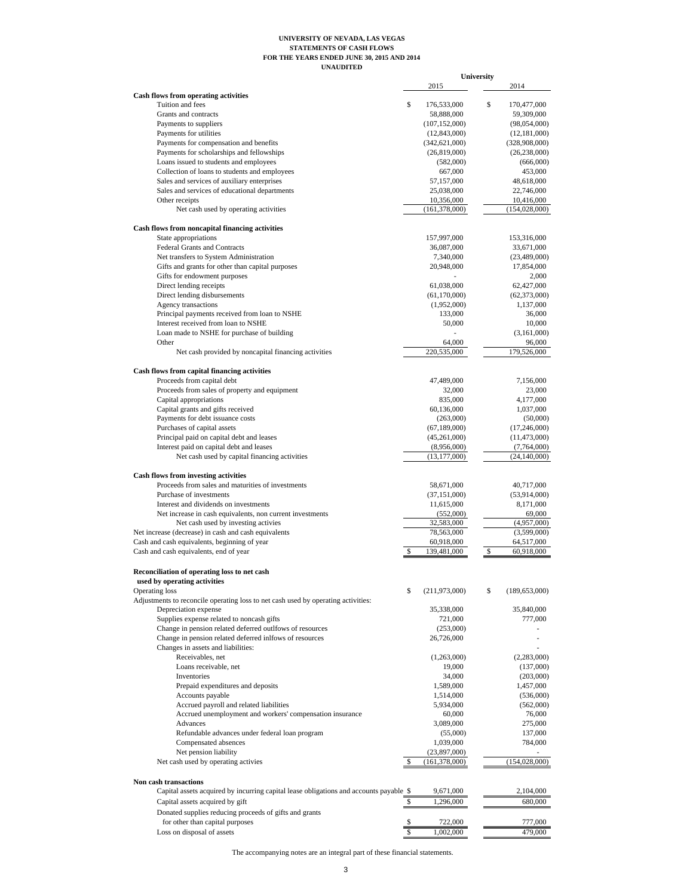**UNIVERSITY OF NEVADA, LAS VEGAS**
**STATEMENTS OF CASH FLOWS**
**FOR THE YEARS ENDED JUNE 30, 2015 AND 2014**
**UNAUDITED**

| | University | |
|---|---|---|
| | 2015 | 2014 |
| **Cash flows from operating activities** | | |
| Tuition and fees | $ 176,533,000 | $ 170,477,000 |
| Grants and contracts | 58,888,000 | 59,309,000 |
| Payments to suppliers | (107,152,000) | (98,054,000) |
| Payments for utilities | (12,843,000) | (12,181,000) |
| Payments for compensation and benefits | (342,621,000) | (328,908,000) |
| Payments for scholarships and fellowships | (26,819,000) | (26,238,000) |
| Loans issued to students and employees | (582,000) | (666,000) |
| Collection of loans to students and employees | 667,000 | 453,000 |
| Sales and services of auxiliary enterprises | 57,157,000 | 48,618,000 |
| Sales and services of educational departments | 25,038,000 | 22,746,000 |
| Other receipts | 10,356,000 | 10,416,000 |
| Net cash used by operating activities | (161,378,000) | (154,028,000) |
| **Cash flows from noncapital financing activities** | | |
| State appropriations | 157,997,000 | 153,316,000 |
| Federal Grants and Contracts | 36,087,000 | 33,671,000 |
| Net transfers to System Administration | 7,340,000 | (23,489,000) |
| Gifts and grants for other than capital purposes | 20,948,000 | 17,854,000 |
| Gifts for endowment purposes | - | 2,000 |
| Direct lending receipts | 61,038,000 | 62,427,000 |
| Direct lending disbursements | (61,170,000) | (62,373,000) |
| Agency transactions | (1,952,000) | 1,137,000 |
| Principal payments received from loan to NSHE | 133,000 | 36,000 |
| Interest received from loan to NSHE | 50,000 | 10,000 |
| Loan made to NSHE for purchase of building | - | (3,161,000) |
| Other | 64,000 | 96,000 |
| Net cash provided by noncapital financing activities | 220,535,000 | 179,526,000 |
| **Cash flows from capital financing activities** | | |
| Proceeds from capital debt | 47,489,000 | 7,156,000 |
| Proceeds from sales of property and equipment | 32,000 | 23,000 |
| Capital appropriations | 835,000 | 4,177,000 |
| Capital grants and gifts received | 60,136,000 | 1,037,000 |
| Payments for debt issuance costs | (263,000) | (50,000) |
| Purchases of capital assets | (67,189,000) | (17,246,000) |
| Principal paid on capital debt and leases | (45,261,000) | (11,473,000) |
| Interest paid on capital debt and leases | (8,956,000) | (7,764,000) |
| Net cash used by capital financing activities | (13,177,000) | (24,140,000) |
| **Cash flows from investing activities** | | |
| Proceeds from sales and maturities of investments | 58,671,000 | 40,717,000 |
| Purchase of investments | (37,151,000) | (53,914,000) |
| Interest and dividends on investments | 11,615,000 | 8,171,000 |
| Net increase in cash equivalents, non current investments | (552,000) | 69,000 |
| Net cash used by investing activies | 32,583,000 | (4,957,000) |
| Net increase (decrease) in cash and cash equivalents | 78,563,000 | (3,599,000) |
| Cash and cash equivalents, beginning of year | 60,918,000 | 64,517,000 |
| Cash and cash equivalents, end of year | $ 139,481,000 | $ 60,918,000 |
| **Reconciliation of operating loss to net cash used by operating activities** | | |
| Operating loss | $ (211,973,000) | $ (189,653,000) |
| Adjustments to reconcile operating loss to net cash used by operating activities: | | |
| Depreciation expense | 35,338,000 | 35,840,000 |
| Supplies expense related to noncash gifts | 721,000 | 777,000 |
| Change in pension related deferred outlfows of resources | (253,000) | - |
| Change in pension related deferred inlfows of resources | 26,726,000 | - |
| Changes in assets and liabilities: | | - |
| Receivables, net | (1,263,000) | (2,283,000) |
| Loans receivable, net | 19,000 | (137,000) |
| Inventories | 34,000 | (203,000) |
| Prepaid expenditures and deposits | 1,589,000 | 1,457,000 |
| Accounts payable | 1,514,000 | (536,000) |
| Accrued payroll and related liabilities | 5,934,000 | (562,000) |
| Accrued unemployment and workers' compensation insurance | 60,000 | 76,000 |
| Advances | 3,089,000 | 275,000 |
| Refundable advances under federal loan program | (55,000) | 137,000 |
| Compensated absences | 1,039,000 | 784,000 |
| Net pension liability | (23,897,000) | - |
| Net cash used by operating activies | $ (161,378,000) | (154,028,000) |
| **Non cash transactions** | | |
| Capital assets acquired by incurring capital lease obligations and accounts payable | $ 9,671,000 | 2,104,000 |
| Capital assets acquired by gift | $ 1,296,000 | 680,000 |
| Donated supplies reducing proceeds of gifts and grants for other than capital purposes | $ 722,000 | 777,000 |
| Loss on disposal of assets | $ 1,002,000 | 479,000 |

The accompanying notes are an integral part of these financial statements.